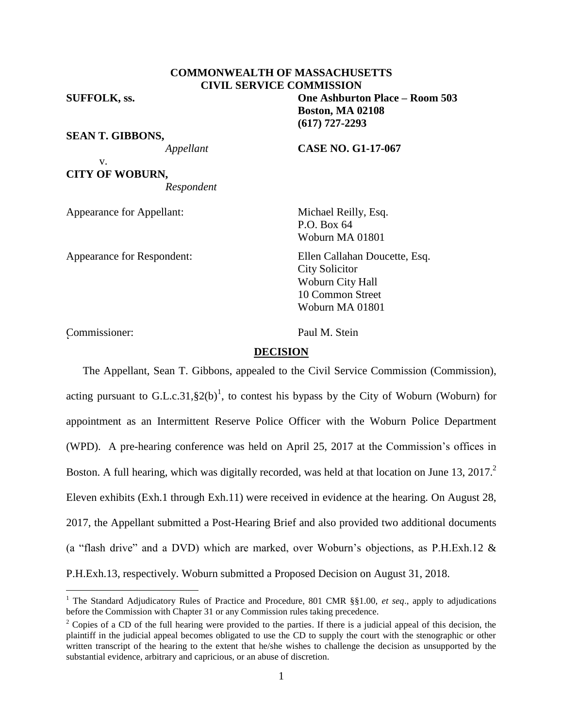**COMMONWEALTH OF MASSACHUSETTS**
**CIVIL SERVICE COMMISSION**

**SUFFOLK, ss.** **One Ashburton Place – Room 503**
**Boston, MA 02108**
**(617) 727-2293**

**SEAN T. GIBBONS,**
*Appellant*

v. **CASE NO. G1-17-067**

**CITY OF WOBURN,**
*Respondent*

Appearance for Appellant: Michael Reilly, Esq.
P.O. Box 64
Woburn MA 01801

Appearance for Respondent: Ellen Callahan Doucette, Esq.
City Solicitor
Woburn City Hall
10 Common Street
Woburn MA 01801

Commissioner: Paul M. Stein

**DECISION**

The Appellant, Sean T. Gibbons, appealed to the Civil Service Commission (Commission), acting pursuant to G.L.c.31,§2(b)[1], to contest his bypass by the City of Woburn (Woburn) for appointment as an Intermittent Reserve Police Officer with the Woburn Police Department (WPD). A pre-hearing conference was held on April 25, 2017 at the Commission's offices in Boston. A full hearing, which was digitally recorded, was held at that location on June 13, 2017.[2] Eleven exhibits (Exh.1 through Exh.11) were received in evidence at the hearing. On August 28, 2017, the Appellant submitted a Post-Hearing Brief and also provided two additional documents (a "flash drive" and a DVD) which are marked, over Woburn's objections, as P.H.Exh.12 & P.H.Exh.13, respectively. Woburn submitted a Proposed Decision on August 31, 2018.

---

[1] The Standard Adjudicatory Rules of Practice and Procedure, 801 CMR §§1.00, *et seq*., apply to adjudications before the Commission with Chapter 31 or any Commission rules taking precedence.

[2] Copies of a CD of the full hearing were provided to the parties. If there is a judicial appeal of this decision, the plaintiff in the judicial appeal becomes obligated to use the CD to supply the court with the stenographic or other written transcript of the hearing to the extent that he/she wishes to challenge the decision as unsupported by the substantial evidence, arbitrary and capricious, or an abuse of discretion.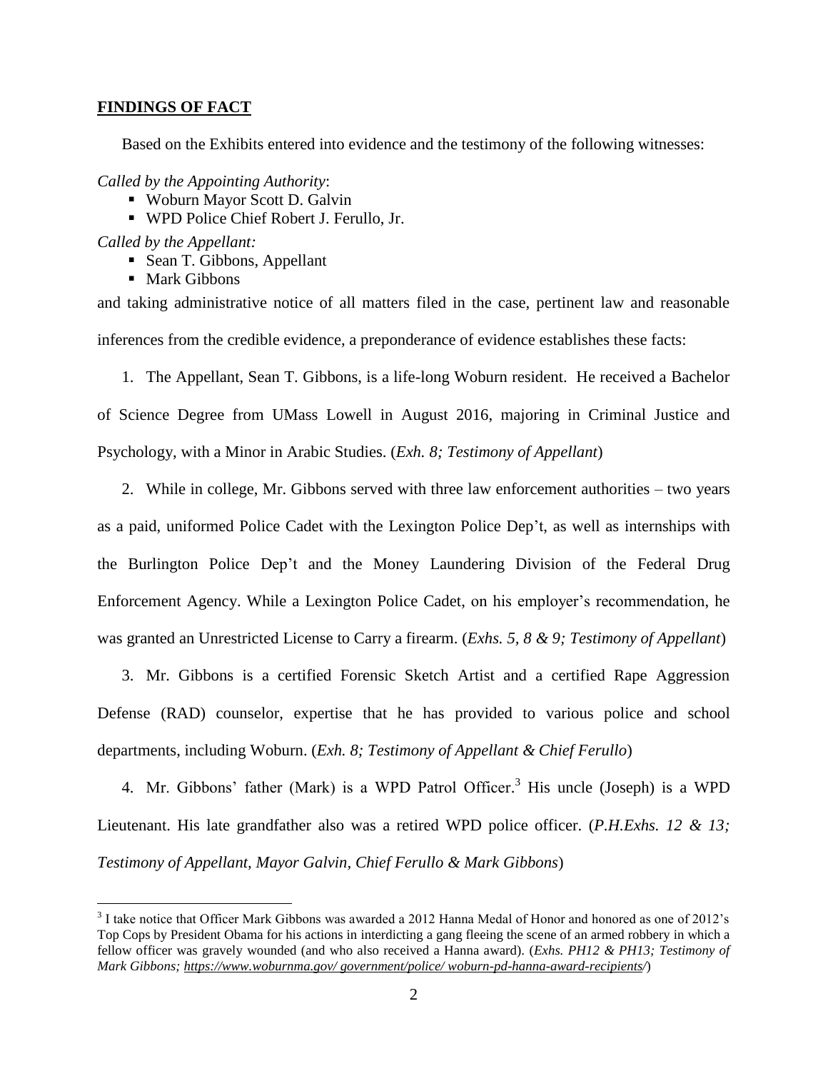## FINDINGS OF FACT

Based on the Exhibits entered into evidence and the testimony of the following witnesses:

*Called by the Appointing Authority*:

- Woburn Mayor Scott D. Galvin
- WPD Police Chief Robert J. Ferullo, Jr.

*Called by the Appellant:*

- Sean T. Gibbons, Appellant
- Mark Gibbons

and taking administrative notice of all matters filed in the case, pertinent law and reasonable inferences from the credible evidence, a preponderance of evidence establishes these facts:

1. The Appellant, Sean T. Gibbons, is a life-long Woburn resident. He received a Bachelor of Science Degree from UMass Lowell in August 2016, majoring in Criminal Justice and Psychology, with a Minor in Arabic Studies. (*Exh. 8; Testimony of Appellant*)

2. While in college, Mr. Gibbons served with three law enforcement authorities – two years as a paid, uniformed Police Cadet with the Lexington Police Dep't, as well as internships with the Burlington Police Dep't and the Money Laundering Division of the Federal Drug Enforcement Agency. While a Lexington Police Cadet, on his employer's recommendation, he was granted an Unrestricted License to Carry a firearm. (*Exhs. 5, 8 & 9; Testimony of Appellant*)

3. Mr. Gibbons is a certified Forensic Sketch Artist and a certified Rape Aggression Defense (RAD) counselor, expertise that he has provided to various police and school departments, including Woburn. (*Exh. 8; Testimony of Appellant & Chief Ferullo*)

4. Mr. Gibbons' father (Mark) is a WPD Patrol Officer.[3] His uncle (Joseph) is a WPD Lieutenant. His late grandfather also was a retired WPD police officer. (*P.H.Exhs. 12 & 13; Testimony of Appellant, Mayor Galvin, Chief Ferullo & Mark Gibbons*)

---

[3] I take notice that Officer Mark Gibbons was awarded a 2012 Hanna Medal of Honor and honored as one of 2012's Top Cops by President Obama for his actions in interdicting a gang fleeing the scene of an armed robbery in which a fellow officer was gravely wounded (and who also received a Hanna award). (*Exhs. PH12 & PH13; Testimony of Mark Gibbons; https://www.woburnma.gov/ government/police/ woburn-pd-hanna-award-recipients/*)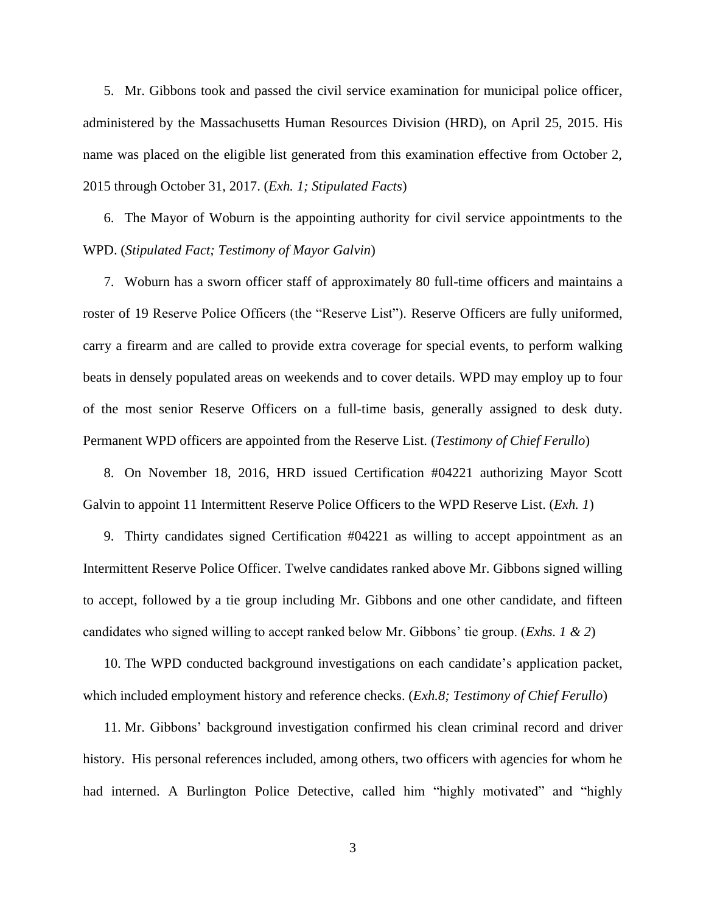5. Mr. Gibbons took and passed the civil service examination for municipal police officer, administered by the Massachusetts Human Resources Division (HRD), on April 25, 2015. His name was placed on the eligible list generated from this examination effective from October 2, 2015 through October 31, 2017. (*Exh. 1; Stipulated Facts*)

6. The Mayor of Woburn is the appointing authority for civil service appointments to the WPD. (*Stipulated Fact; Testimony of Mayor Galvin*)

7. Woburn has a sworn officer staff of approximately 80 full-time officers and maintains a roster of 19 Reserve Police Officers (the "Reserve List"). Reserve Officers are fully uniformed, carry a firearm and are called to provide extra coverage for special events, to perform walking beats in densely populated areas on weekends and to cover details. WPD may employ up to four of the most senior Reserve Officers on a full-time basis, generally assigned to desk duty. Permanent WPD officers are appointed from the Reserve List. (*Testimony of Chief Ferullo*)

8. On November 18, 2016, HRD issued Certification #04221 authorizing Mayor Scott Galvin to appoint 11 Intermittent Reserve Police Officers to the WPD Reserve List. (*Exh. 1*)

9. Thirty candidates signed Certification #04221 as willing to accept appointment as an Intermittent Reserve Police Officer. Twelve candidates ranked above Mr. Gibbons signed willing to accept, followed by a tie group including Mr. Gibbons and one other candidate, and fifteen candidates who signed willing to accept ranked below Mr. Gibbons' tie group. (*Exhs. 1 & 2*)

10. The WPD conducted background investigations on each candidate's application packet, which included employment history and reference checks. (*Exh.8; Testimony of Chief Ferullo*)

11. Mr. Gibbons' background investigation confirmed his clean criminal record and driver history. His personal references included, among others, two officers with agencies for whom he had interned. A Burlington Police Detective, called him "highly motivated" and "highly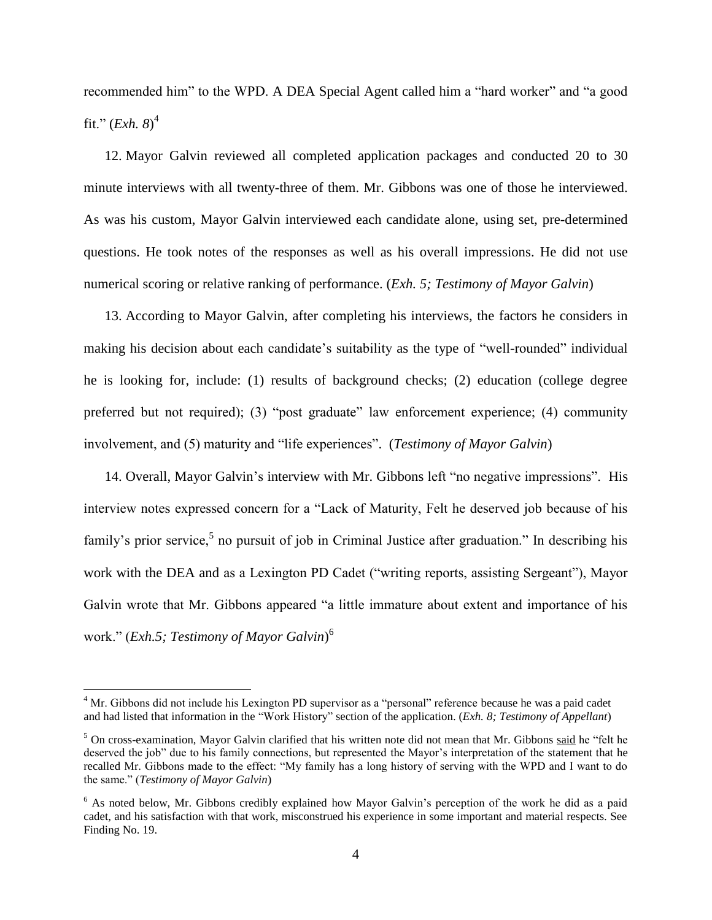recommended him" to the WPD. A DEA Special Agent called him a "hard worker" and "a good fit." (*Exh. 8*)[4]

12. Mayor Galvin reviewed all completed application packages and conducted 20 to 30 minute interviews with all twenty-three of them. Mr. Gibbons was one of those he interviewed. As was his custom, Mayor Galvin interviewed each candidate alone, using set, pre-determined questions. He took notes of the responses as well as his overall impressions. He did not use numerical scoring or relative ranking of performance. (*Exh. 5; Testimony of Mayor Galvin*)

13. According to Mayor Galvin, after completing his interviews, the factors he considers in making his decision about each candidate's suitability as the type of "well-rounded" individual he is looking for, include: (1) results of background checks; (2) education (college degree preferred but not required); (3) "post graduate" law enforcement experience; (4) community involvement, and (5) maturity and "life experiences". (*Testimony of Mayor Galvin*)

14. Overall, Mayor Galvin's interview with Mr. Gibbons left "no negative impressions". His interview notes expressed concern for a "Lack of Maturity, Felt he deserved job because of his family's prior service,[5] no pursuit of job in Criminal Justice after graduation." In describing his work with the DEA and as a Lexington PD Cadet ("writing reports, assisting Sergeant"), Mayor Galvin wrote that Mr. Gibbons appeared "a little immature about extent and importance of his work." (*Exh.5; Testimony of Mayor Galvin*)[6]

---

[4] Mr. Gibbons did not include his Lexington PD supervisor as a "personal" reference because he was a paid cadet and had listed that information in the "Work History" section of the application. (*Exh. 8; Testimony of Appellant*)

[5] On cross-examination, Mayor Galvin clarified that his written note did not mean that Mr. Gibbons said he "felt he deserved the job" due to his family connections, but represented the Mayor's interpretation of the statement that he recalled Mr. Gibbons made to the effect: "My family has a long history of serving with the WPD and I want to do the same." (*Testimony of Mayor Galvin*)

[6] As noted below, Mr. Gibbons credibly explained how Mayor Galvin's perception of the work he did as a paid cadet, and his satisfaction with that work, misconstrued his experience in some important and material respects. See Finding No. 19.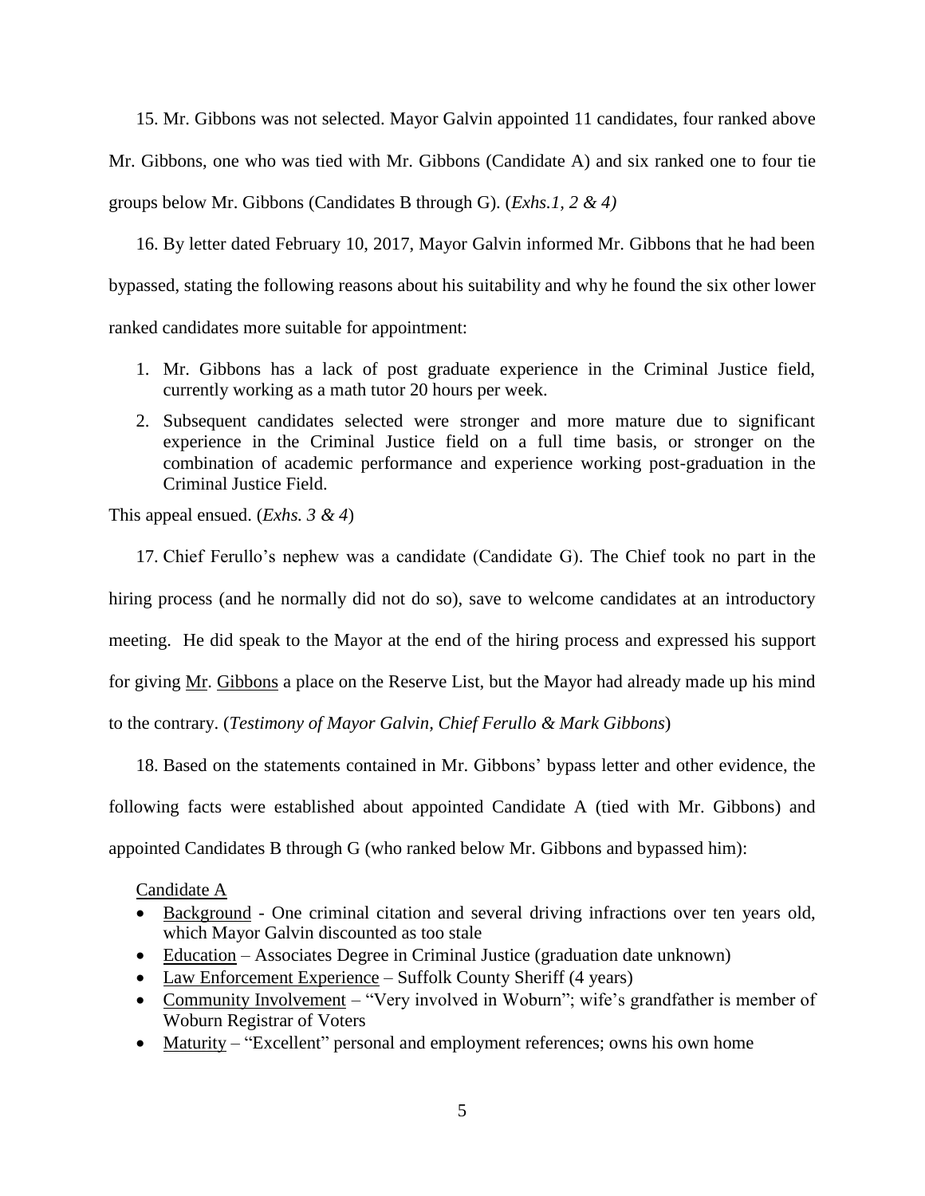15. Mr. Gibbons was not selected. Mayor Galvin appointed 11 candidates, four ranked above Mr. Gibbons, one who was tied with Mr. Gibbons (Candidate A) and six ranked one to four tie groups below Mr. Gibbons (Candidates B through G). (*Exhs.1, 2 & 4)*

16. By letter dated February 10, 2017, Mayor Galvin informed Mr. Gibbons that he had been bypassed, stating the following reasons about his suitability and why he found the six other lower ranked candidates more suitable for appointment:

1. Mr. Gibbons has a lack of post graduate experience in the Criminal Justice field, currently working as a math tutor 20 hours per week.
2. Subsequent candidates selected were stronger and more mature due to significant experience in the Criminal Justice field on a full time basis, or stronger on the combination of academic performance and experience working post-graduation in the Criminal Justice Field.

This appeal ensued. (*Exhs. 3 & 4*)

17. Chief Ferullo's nephew was a candidate (Candidate G). The Chief took no part in the hiring process (and he normally did not do so), save to welcome candidates at an introductory meeting. He did speak to the Mayor at the end of the hiring process and expressed his support for giving Mr. Gibbons a place on the Reserve List, but the Mayor had already made up his mind to the contrary. (*Testimony of Mayor Galvin, Chief Ferullo & Mark Gibbons*)

18. Based on the statements contained in Mr. Gibbons' bypass letter and other evidence, the following facts were established about appointed Candidate A (tied with Mr. Gibbons) and appointed Candidates B through G (who ranked below Mr. Gibbons and bypassed him):

Candidate A

- Background - One criminal citation and several driving infractions over ten years old, which Mayor Galvin discounted as too stale
- Education – Associates Degree in Criminal Justice (graduation date unknown)
- Law Enforcement Experience – Suffolk County Sheriff (4 years)
- Community Involvement – "Very involved in Woburn"; wife's grandfather is member of Woburn Registrar of Voters
- Maturity – "Excellent" personal and employment references; owns his own home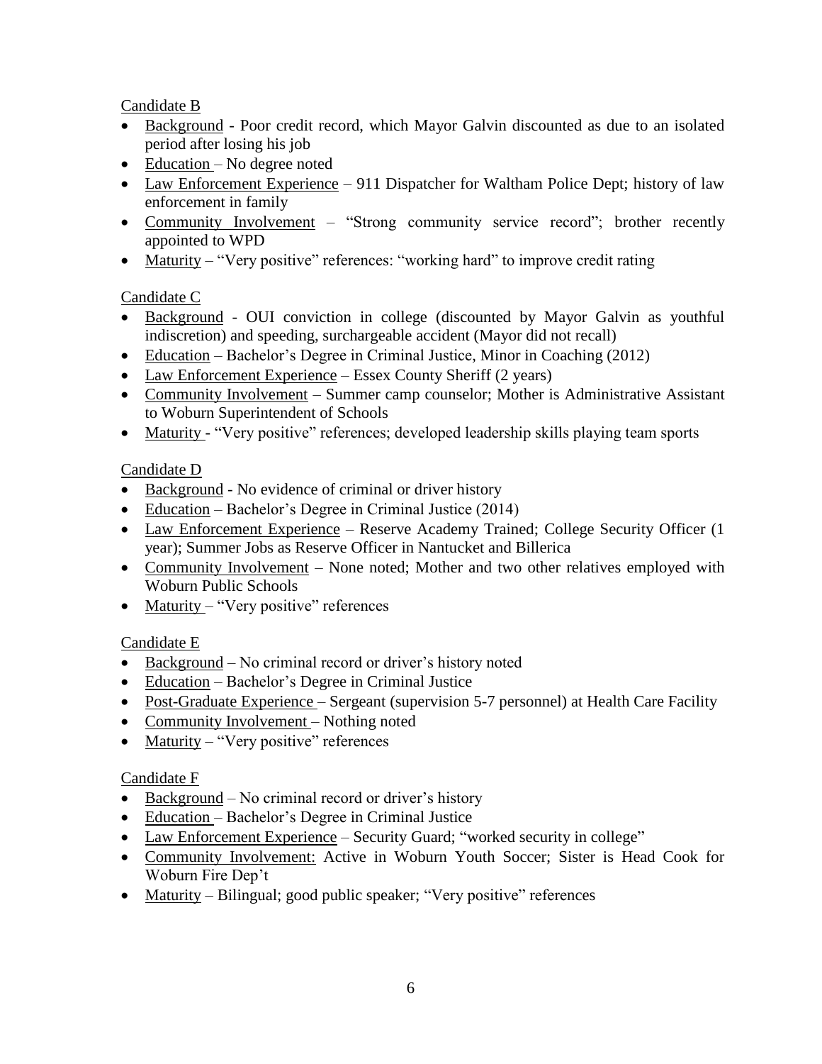Candidate B

- Background - Poor credit record, which Mayor Galvin discounted as due to an isolated period after losing his job
- Education – No degree noted
- Law Enforcement Experience – 911 Dispatcher for Waltham Police Dept; history of law enforcement in family
- Community Involvement – "Strong community service record"; brother recently appointed to WPD
- Maturity – "Very positive" references: "working hard" to improve credit rating

Candidate C

- Background - OUI conviction in college (discounted by Mayor Galvin as youthful indiscretion) and speeding, surchargeable accident (Mayor did not recall)
- Education – Bachelor's Degree in Criminal Justice, Minor in Coaching (2012)
- Law Enforcement Experience – Essex County Sheriff (2 years)
- Community Involvement – Summer camp counselor; Mother is Administrative Assistant to Woburn Superintendent of Schools
- Maturity - "Very positive" references; developed leadership skills playing team sports

Candidate D

- Background - No evidence of criminal or driver history
- Education – Bachelor's Degree in Criminal Justice (2014)
- Law Enforcement Experience – Reserve Academy Trained; College Security Officer (1 year); Summer Jobs as Reserve Officer in Nantucket and Billerica
- Community Involvement – None noted; Mother and two other relatives employed with Woburn Public Schools
- Maturity – "Very positive" references

Candidate E

- Background – No criminal record or driver's history noted
- Education – Bachelor's Degree in Criminal Justice
- Post-Graduate Experience – Sergeant (supervision 5-7 personnel) at Health Care Facility
- Community Involvement – Nothing noted
- Maturity – "Very positive" references

Candidate F

- Background – No criminal record or driver's history
- Education – Bachelor's Degree in Criminal Justice
- Law Enforcement Experience – Security Guard; "worked security in college"
- Community Involvement: Active in Woburn Youth Soccer; Sister is Head Cook for Woburn Fire Dep't
- Maturity – Bilingual; good public speaker; "Very positive" references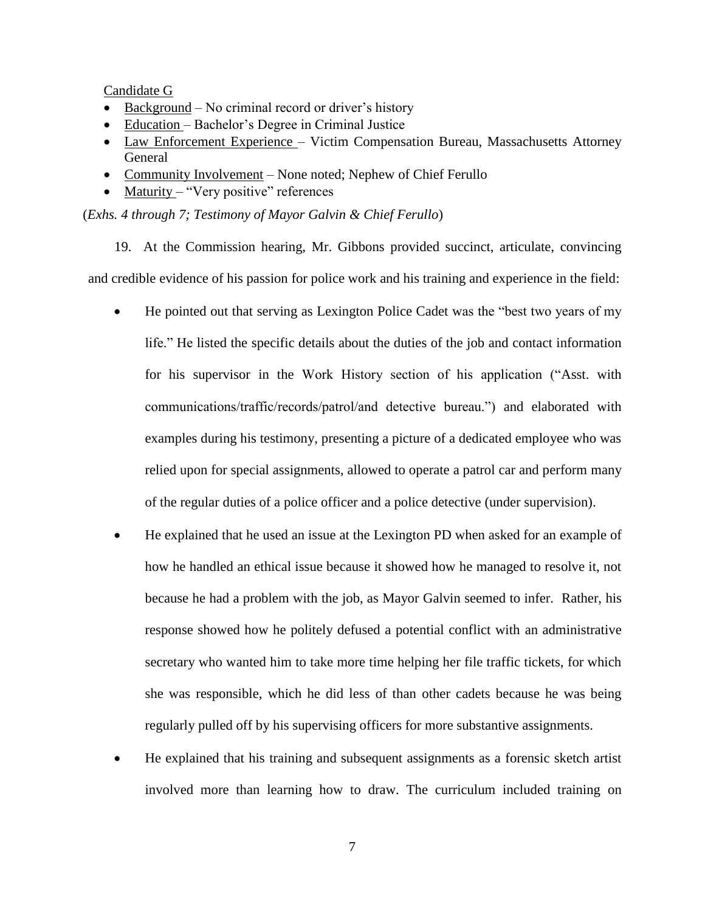Candidate G

- Background – No criminal record or driver's history
- Education – Bachelor's Degree in Criminal Justice
- Law Enforcement Experience – Victim Compensation Bureau, Massachusetts Attorney General
- Community Involvement – None noted; Nephew of Chief Ferullo
- Maturity – "Very positive" references

(*Exhs. 4 through 7; Testimony of Mayor Galvin & Chief Ferullo*)

19. At the Commission hearing, Mr. Gibbons provided succinct, articulate, convincing and credible evidence of his passion for police work and his training and experience in the field:

- He pointed out that serving as Lexington Police Cadet was the "best two years of my life." He listed the specific details about the duties of the job and contact information for his supervisor in the Work History section of his application ("Asst. with communications/traffic/records/patrol/and detective bureau.") and elaborated with examples during his testimony, presenting a picture of a dedicated employee who was relied upon for special assignments, allowed to operate a patrol car and perform many of the regular duties of a police officer and a police detective (under supervision).
- He explained that he used an issue at the Lexington PD when asked for an example of how he handled an ethical issue because it showed how he managed to resolve it, not because he had a problem with the job, as Mayor Galvin seemed to infer. Rather, his response showed how he politely defused a potential conflict with an administrative secretary who wanted him to take more time helping her file traffic tickets, for which she was responsible, which he did less of than other cadets because he was being regularly pulled off by his supervising officers for more substantive assignments.
- He explained that his training and subsequent assignments as a forensic sketch artist involved more than learning how to draw. The curriculum included training on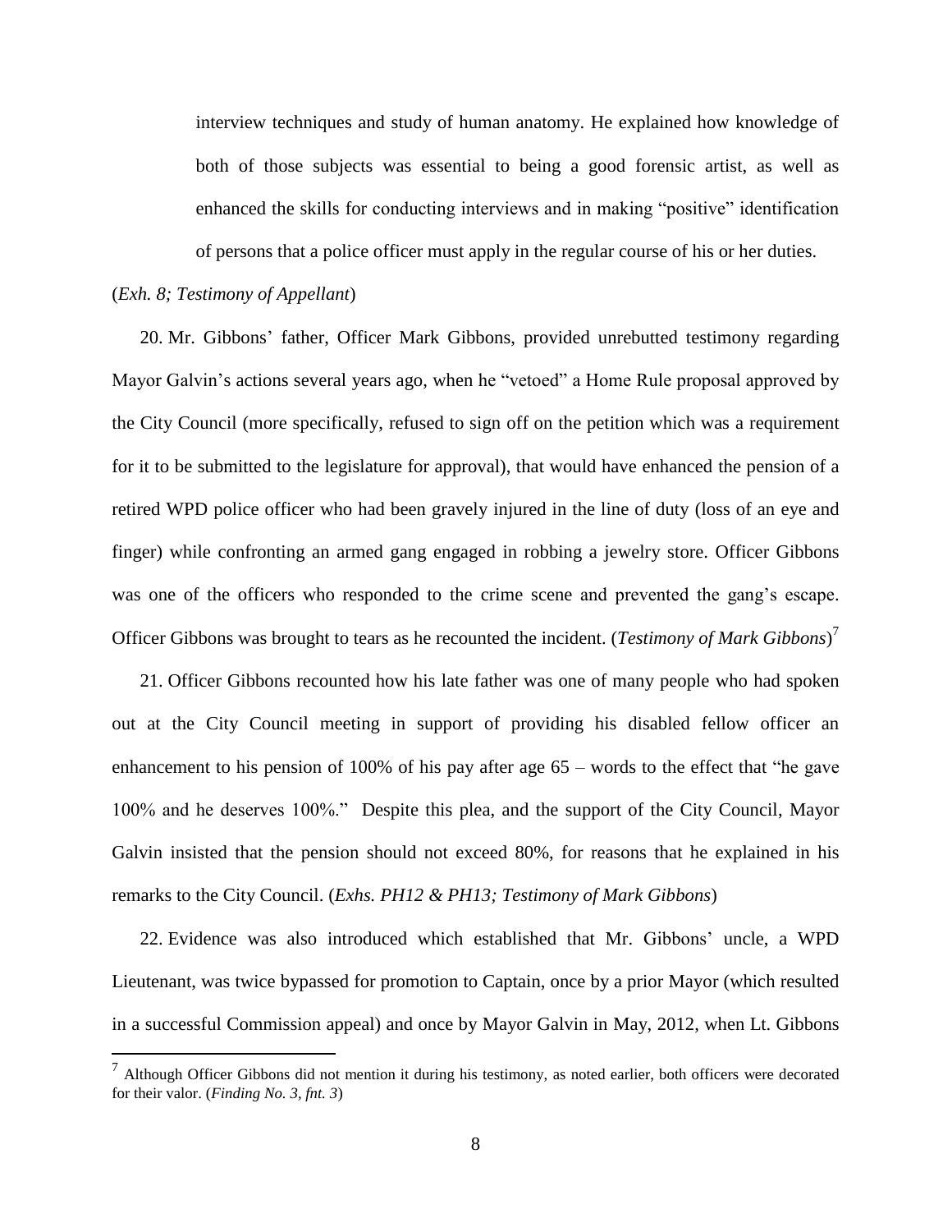interview techniques and study of human anatomy. He explained how knowledge of both of those subjects was essential to being a good forensic artist, as well as enhanced the skills for conducting interviews and in making "positive" identification of persons that a police officer must apply in the regular course of his or her duties.

(*Exh. 8; Testimony of Appellant*)

20. Mr. Gibbons' father, Officer Mark Gibbons, provided unrebutted testimony regarding Mayor Galvin's actions several years ago, when he "vetoed" a Home Rule proposal approved by the City Council (more specifically, refused to sign off on the petition which was a requirement for it to be submitted to the legislature for approval), that would have enhanced the pension of a retired WPD police officer who had been gravely injured in the line of duty (loss of an eye and finger) while confronting an armed gang engaged in robbing a jewelry store. Officer Gibbons was one of the officers who responded to the crime scene and prevented the gang's escape. Officer Gibbons was brought to tears as he recounted the incident. (*Testimony of Mark Gibbons*)[7]

21. Officer Gibbons recounted how his late father was one of many people who had spoken out at the City Council meeting in support of providing his disabled fellow officer an enhancement to his pension of 100% of his pay after age 65 – words to the effect that "he gave 100% and he deserves 100%." Despite this plea, and the support of the City Council, Mayor Galvin insisted that the pension should not exceed 80%, for reasons that he explained in his remarks to the City Council. (*Exhs. PH12 & PH13; Testimony of Mark Gibbons*)

22. Evidence was also introduced which established that Mr. Gibbons' uncle, a WPD Lieutenant, was twice bypassed for promotion to Captain, once by a prior Mayor (which resulted in a successful Commission appeal) and once by Mayor Galvin in May, 2012, when Lt. Gibbons

---

[7] Although Officer Gibbons did not mention it during his testimony, as noted earlier, both officers were decorated for their valor. (*Finding No. 3, fnt. 3*)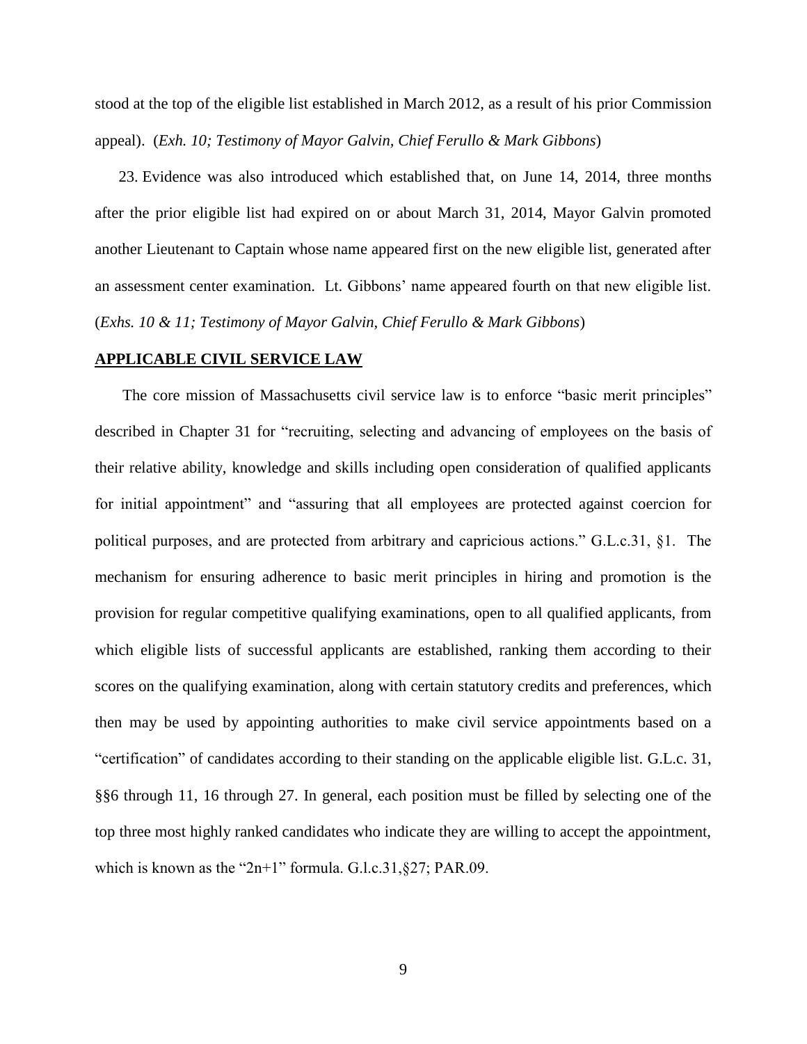stood at the top of the eligible list established in March 2012, as a result of his prior Commission appeal). (*Exh. 10; Testimony of Mayor Galvin, Chief Ferullo & Mark Gibbons*)

23. Evidence was also introduced which established that, on June 14, 2014, three months after the prior eligible list had expired on or about March 31, 2014, Mayor Galvin promoted another Lieutenant to Captain whose name appeared first on the new eligible list, generated after an assessment center examination. Lt. Gibbons' name appeared fourth on that new eligible list. (*Exhs. 10 & 11; Testimony of Mayor Galvin, Chief Ferullo & Mark Gibbons*)

## APPLICABLE CIVIL SERVICE LAW

The core mission of Massachusetts civil service law is to enforce "basic merit principles" described in Chapter 31 for "recruiting, selecting and advancing of employees on the basis of their relative ability, knowledge and skills including open consideration of qualified applicants for initial appointment" and "assuring that all employees are protected against coercion for political purposes, and are protected from arbitrary and capricious actions." G.L.c.31, §1. The mechanism for ensuring adherence to basic merit principles in hiring and promotion is the provision for regular competitive qualifying examinations, open to all qualified applicants, from which eligible lists of successful applicants are established, ranking them according to their scores on the qualifying examination, along with certain statutory credits and preferences, which then may be used by appointing authorities to make civil service appointments based on a "certification" of candidates according to their standing on the applicable eligible list. G.L.c. 31, §§6 through 11, 16 through 27. In general, each position must be filled by selecting one of the top three most highly ranked candidates who indicate they are willing to accept the appointment, which is known as the "2n+1" formula. G.l.c.31,§27; PAR.09.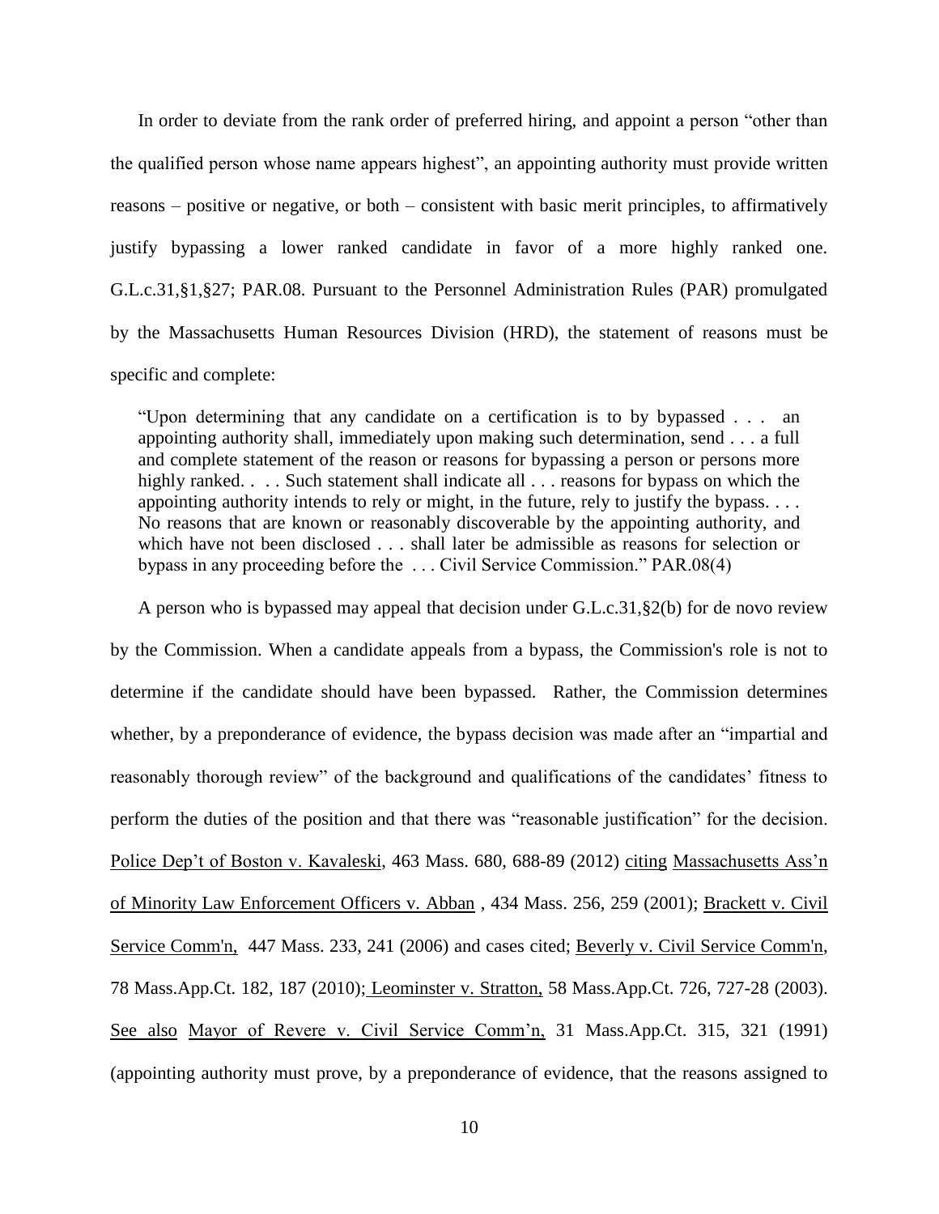In order to deviate from the rank order of preferred hiring, and appoint a person "other than the qualified person whose name appears highest", an appointing authority must provide written reasons – positive or negative, or both – consistent with basic merit principles, to affirmatively justify bypassing a lower ranked candidate in favor of a more highly ranked one. G.L.c.31,§1,§27; PAR.08. Pursuant to the Personnel Administration Rules (PAR) promulgated by the Massachusetts Human Resources Division (HRD), the statement of reasons must be specific and complete:

> "Upon determining that any candidate on a certification is to by bypassed . . . an appointing authority shall, immediately upon making such determination, send . . . a full and complete statement of the reason or reasons for bypassing a person or persons more highly ranked. . . . Such statement shall indicate all . . . reasons for bypass on which the appointing authority intends to rely or might, in the future, rely to justify the bypass. . . . No reasons that are known or reasonably discoverable by the appointing authority, and which have not been disclosed . . . shall later be admissible as reasons for selection or bypass in any proceeding before the . . . Civil Service Commission." PAR.08(4)

A person who is bypassed may appeal that decision under G.L.c.31,§2(b) for de novo review by the Commission. When a candidate appeals from a bypass, the Commission's role is not to determine if the candidate should have been bypassed. Rather, the Commission determines whether, by a preponderance of evidence, the bypass decision was made after an "impartial and reasonably thorough review" of the background and qualifications of the candidates' fitness to perform the duties of the position and that there was "reasonable justification" for the decision. Police Dep't of Boston v. Kavaleski, 463 Mass. 680, 688-89 (2012) citing Massachusetts Ass'n of Minority Law Enforcement Officers v. Abban , 434 Mass. 256, 259 (2001); Brackett v. Civil Service Comm'n, 447 Mass. 233, 241 (2006) and cases cited; Beverly v. Civil Service Comm'n, 78 Mass.App.Ct. 182, 187 (2010); Leominster v. Stratton, 58 Mass.App.Ct. 726, 727-28 (2003). See also Mayor of Revere v. Civil Service Comm'n, 31 Mass.App.Ct. 315, 321 (1991) (appointing authority must prove, by a preponderance of evidence, that the reasons assigned to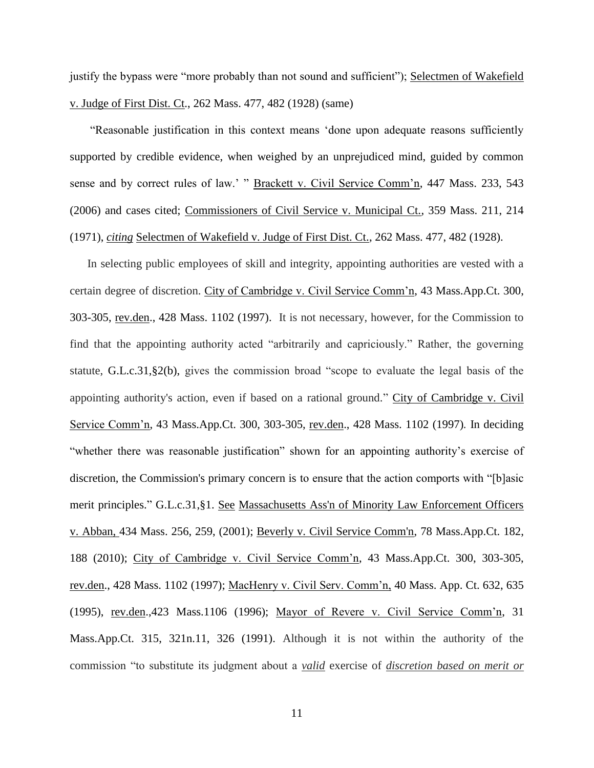justify the bypass were "more probably than not sound and sufficient"); Selectmen of Wakefield v. Judge of First Dist. Ct., 262 Mass. 477, 482 (1928) (same)

"Reasonable justification in this context means 'done upon adequate reasons sufficiently supported by credible evidence, when weighed by an unprejudiced mind, guided by common sense and by correct rules of law.' " Brackett v. Civil Service Comm'n, 447 Mass. 233, 543 (2006) and cases cited; Commissioners of Civil Service v. Municipal Ct., 359 Mass. 211, 214 (1971), *citing* Selectmen of Wakefield v. Judge of First Dist. Ct., 262 Mass. 477, 482 (1928).

In selecting public employees of skill and integrity, appointing authorities are vested with a certain degree of discretion. City of Cambridge v. Civil Service Comm'n, 43 Mass.App.Ct. 300, 303-305, rev.den., 428 Mass. 1102 (1997). It is not necessary, however, for the Commission to find that the appointing authority acted "arbitrarily and capriciously." Rather, the governing statute, G.L.c.31,§2(b), gives the commission broad "scope to evaluate the legal basis of the appointing authority's action, even if based on a rational ground." City of Cambridge v. Civil Service Comm'n, 43 Mass.App.Ct. 300, 303-305, rev.den., 428 Mass. 1102 (1997). In deciding "whether there was reasonable justification" shown for an appointing authority's exercise of discretion, the Commission's primary concern is to ensure that the action comports with "[b]asic merit principles." G.L.c.31,§1. See Massachusetts Ass'n of Minority Law Enforcement Officers v. Abban, 434 Mass. 256, 259, (2001); Beverly v. Civil Service Comm'n, 78 Mass.App.Ct. 182, 188 (2010); City of Cambridge v. Civil Service Comm'n, 43 Mass.App.Ct. 300, 303-305, rev.den., 428 Mass. 1102 (1997); MacHenry v. Civil Serv. Comm'n, 40 Mass. App. Ct. 632, 635 (1995), rev.den.,423 Mass.1106 (1996); Mayor of Revere v. Civil Service Comm'n, 31 Mass.App.Ct. 315, 321n.11, 326 (1991). Although it is not within the authority of the commission "to substitute its judgment about a ***valid*** exercise of ***discretion based on merit or***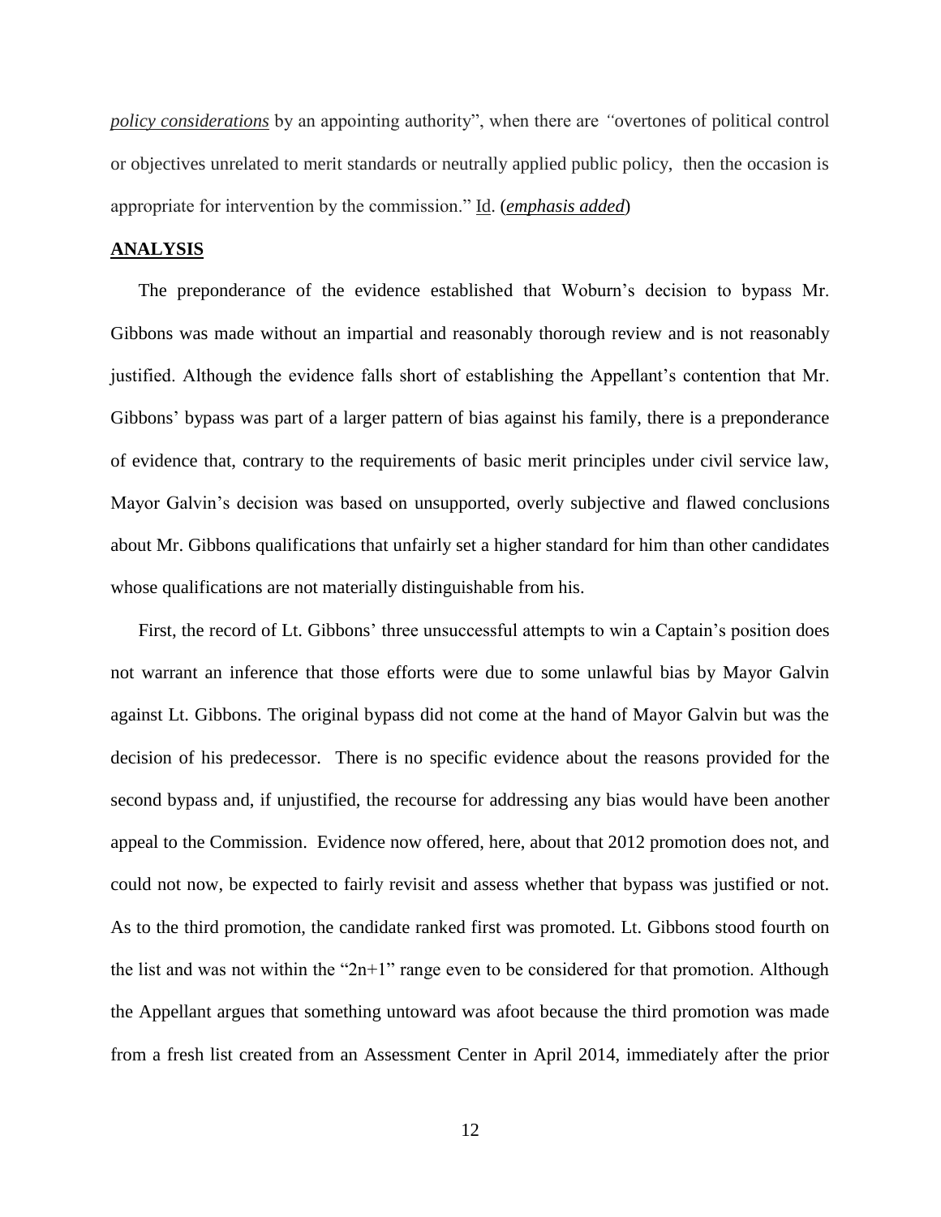*__policy considerations__* by an appointing authority", when there are "overtones of political control or objectives unrelated to merit standards or neutrally applied public policy, then the occasion is appropriate for intervention by the commission." Id. (*__emphasis added__*)

## **ANALYSIS**

The preponderance of the evidence established that Woburn's decision to bypass Mr. Gibbons was made without an impartial and reasonably thorough review and is not reasonably justified. Although the evidence falls short of establishing the Appellant's contention that Mr. Gibbons' bypass was part of a larger pattern of bias against his family, there is a preponderance of evidence that, contrary to the requirements of basic merit principles under civil service law, Mayor Galvin's decision was based on unsupported, overly subjective and flawed conclusions about Mr. Gibbons qualifications that unfairly set a higher standard for him than other candidates whose qualifications are not materially distinguishable from his.

First, the record of Lt. Gibbons' three unsuccessful attempts to win a Captain's position does not warrant an inference that those efforts were due to some unlawful bias by Mayor Galvin against Lt. Gibbons. The original bypass did not come at the hand of Mayor Galvin but was the decision of his predecessor. There is no specific evidence about the reasons provided for the second bypass and, if unjustified, the recourse for addressing any bias would have been another appeal to the Commission. Evidence now offered, here, about that 2012 promotion does not, and could not now, be expected to fairly revisit and assess whether that bypass was justified or not. As to the third promotion, the candidate ranked first was promoted. Lt. Gibbons stood fourth on the list and was not within the "2n+1" range even to be considered for that promotion. Although the Appellant argues that something untoward was afoot because the third promotion was made from a fresh list created from an Assessment Center in April 2014, immediately after the prior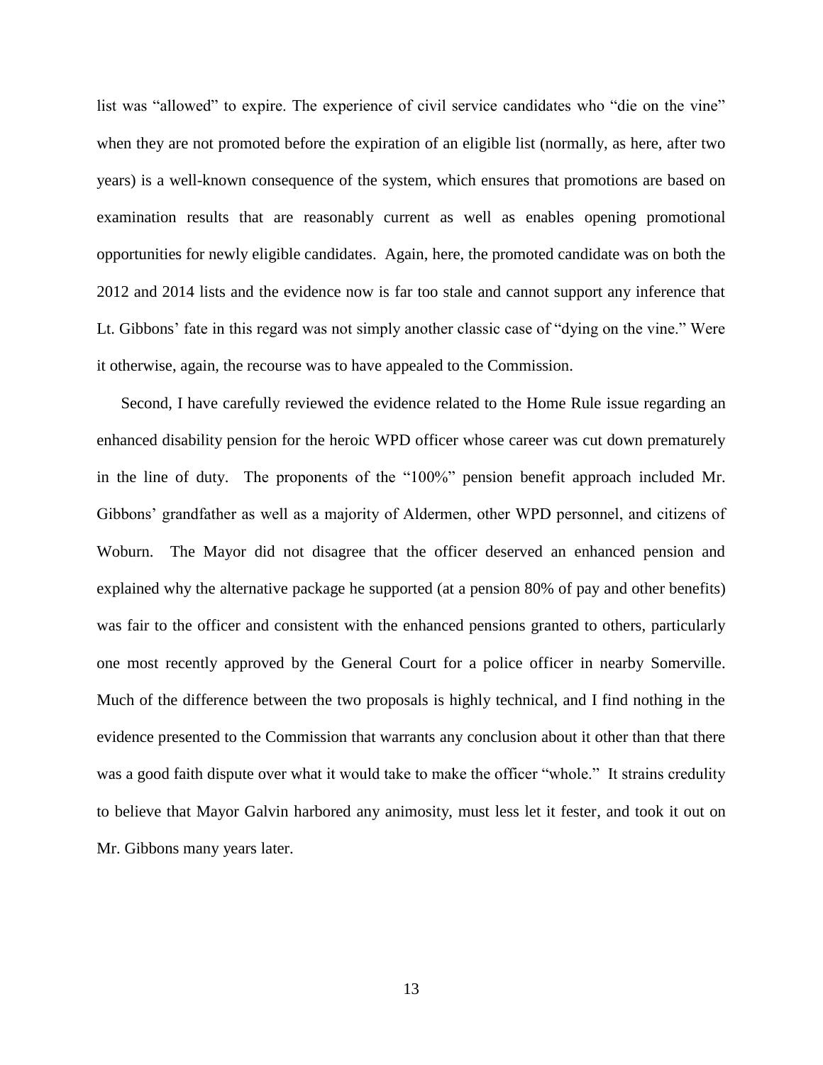list was "allowed" to expire. The experience of civil service candidates who "die on the vine" when they are not promoted before the expiration of an eligible list (normally, as here, after two years) is a well-known consequence of the system, which ensures that promotions are based on examination results that are reasonably current as well as enables opening promotional opportunities for newly eligible candidates. Again, here, the promoted candidate was on both the 2012 and 2014 lists and the evidence now is far too stale and cannot support any inference that Lt. Gibbons' fate in this regard was not simply another classic case of "dying on the vine." Were it otherwise, again, the recourse was to have appealed to the Commission.

Second, I have carefully reviewed the evidence related to the Home Rule issue regarding an enhanced disability pension for the heroic WPD officer whose career was cut down prematurely in the line of duty. The proponents of the "100%" pension benefit approach included Mr. Gibbons' grandfather as well as a majority of Aldermen, other WPD personnel, and citizens of Woburn. The Mayor did not disagree that the officer deserved an enhanced pension and explained why the alternative package he supported (at a pension 80% of pay and other benefits) was fair to the officer and consistent with the enhanced pensions granted to others, particularly one most recently approved by the General Court for a police officer in nearby Somerville. Much of the difference between the two proposals is highly technical, and I find nothing in the evidence presented to the Commission that warrants any conclusion about it other than that there was a good faith dispute over what it would take to make the officer "whole." It strains credulity to believe that Mayor Galvin harbored any animosity, must less let it fester, and took it out on Mr. Gibbons many years later.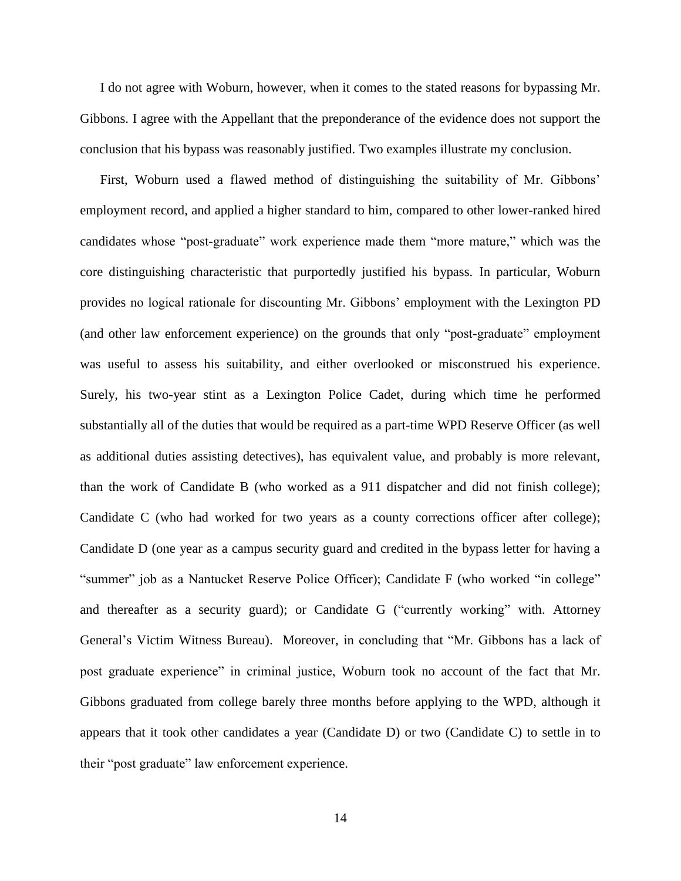I do not agree with Woburn, however, when it comes to the stated reasons for bypassing Mr. Gibbons. I agree with the Appellant that the preponderance of the evidence does not support the conclusion that his bypass was reasonably justified. Two examples illustrate my conclusion.

First, Woburn used a flawed method of distinguishing the suitability of Mr. Gibbons' employment record, and applied a higher standard to him, compared to other lower-ranked hired candidates whose "post-graduate" work experience made them "more mature," which was the core distinguishing characteristic that purportedly justified his bypass. In particular, Woburn provides no logical rationale for discounting Mr. Gibbons' employment with the Lexington PD (and other law enforcement experience) on the grounds that only "post-graduate" employment was useful to assess his suitability, and either overlooked or misconstrued his experience. Surely, his two-year stint as a Lexington Police Cadet, during which time he performed substantially all of the duties that would be required as a part-time WPD Reserve Officer (as well as additional duties assisting detectives), has equivalent value, and probably is more relevant, than the work of Candidate B (who worked as a 911 dispatcher and did not finish college); Candidate C (who had worked for two years as a county corrections officer after college); Candidate D (one year as a campus security guard and credited in the bypass letter for having a "summer" job as a Nantucket Reserve Police Officer); Candidate F (who worked "in college" and thereafter as a security guard); or Candidate G ("currently working" with. Attorney General's Victim Witness Bureau). Moreover, in concluding that "Mr. Gibbons has a lack of post graduate experience" in criminal justice, Woburn took no account of the fact that Mr. Gibbons graduated from college barely three months before applying to the WPD, although it appears that it took other candidates a year (Candidate D) or two (Candidate C) to settle in to their "post graduate" law enforcement experience.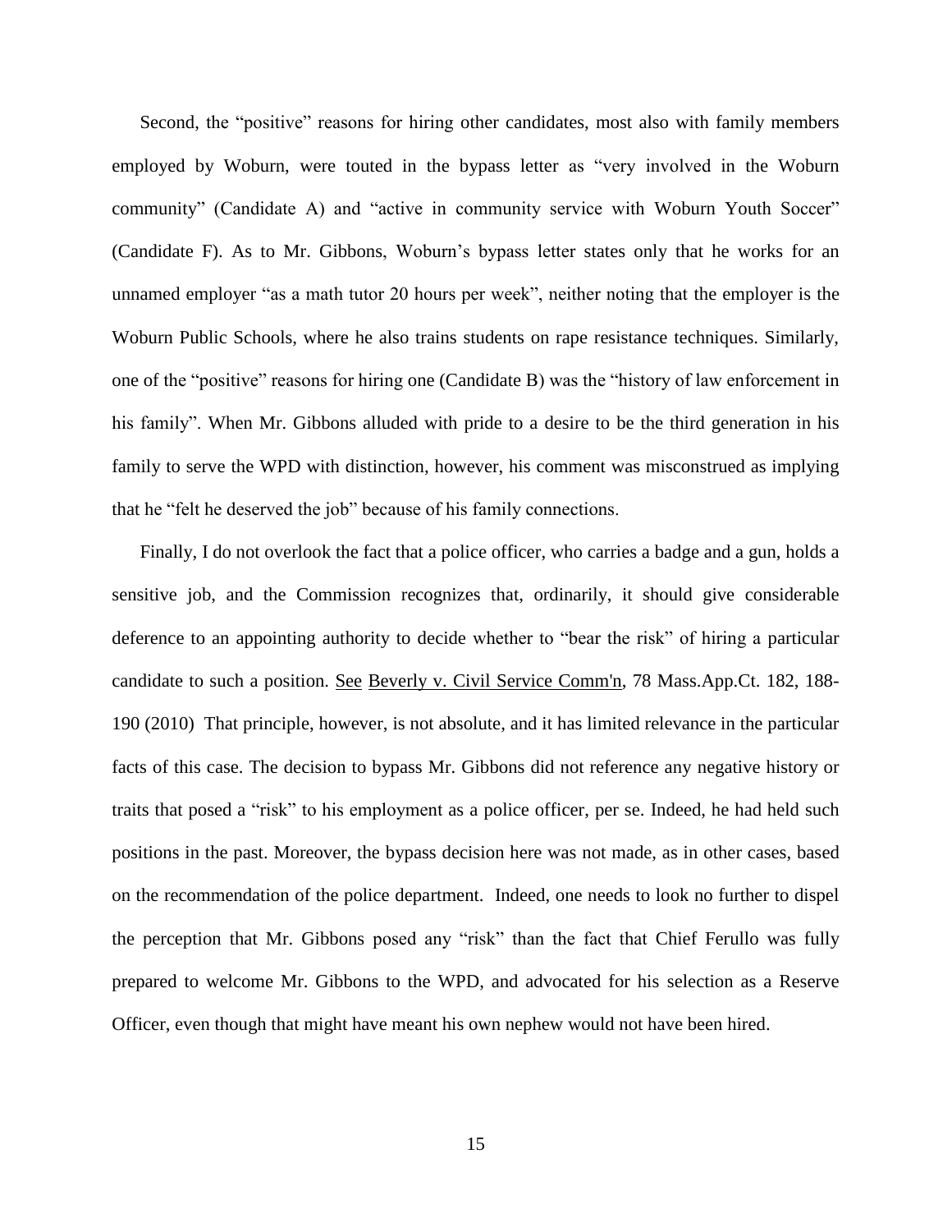Second, the "positive" reasons for hiring other candidates, most also with family members employed by Woburn, were touted in the bypass letter as "very involved in the Woburn community" (Candidate A) and "active in community service with Woburn Youth Soccer" (Candidate F). As to Mr. Gibbons, Woburn's bypass letter states only that he works for an unnamed employer "as a math tutor 20 hours per week", neither noting that the employer is the Woburn Public Schools, where he also trains students on rape resistance techniques. Similarly, one of the "positive" reasons for hiring one (Candidate B) was the "history of law enforcement in his family". When Mr. Gibbons alluded with pride to a desire to be the third generation in his family to serve the WPD with distinction, however, his comment was misconstrued as implying that he "felt he deserved the job" because of his family connections.

Finally, I do not overlook the fact that a police officer, who carries a badge and a gun, holds a sensitive job, and the Commission recognizes that, ordinarily, it should give considerable deference to an appointing authority to decide whether to "bear the risk" of hiring a particular candidate to such a position. See Beverly v. Civil Service Comm'n, 78 Mass.App.Ct. 182, 188-190 (2010) That principle, however, is not absolute, and it has limited relevance in the particular facts of this case. The decision to bypass Mr. Gibbons did not reference any negative history or traits that posed a "risk" to his employment as a police officer, per se. Indeed, he had held such positions in the past. Moreover, the bypass decision here was not made, as in other cases, based on the recommendation of the police department. Indeed, one needs to look no further to dispel the perception that Mr. Gibbons posed any "risk" than the fact that Chief Ferullo was fully prepared to welcome Mr. Gibbons to the WPD, and advocated for his selection as a Reserve Officer, even though that might have meant his own nephew would not have been hired.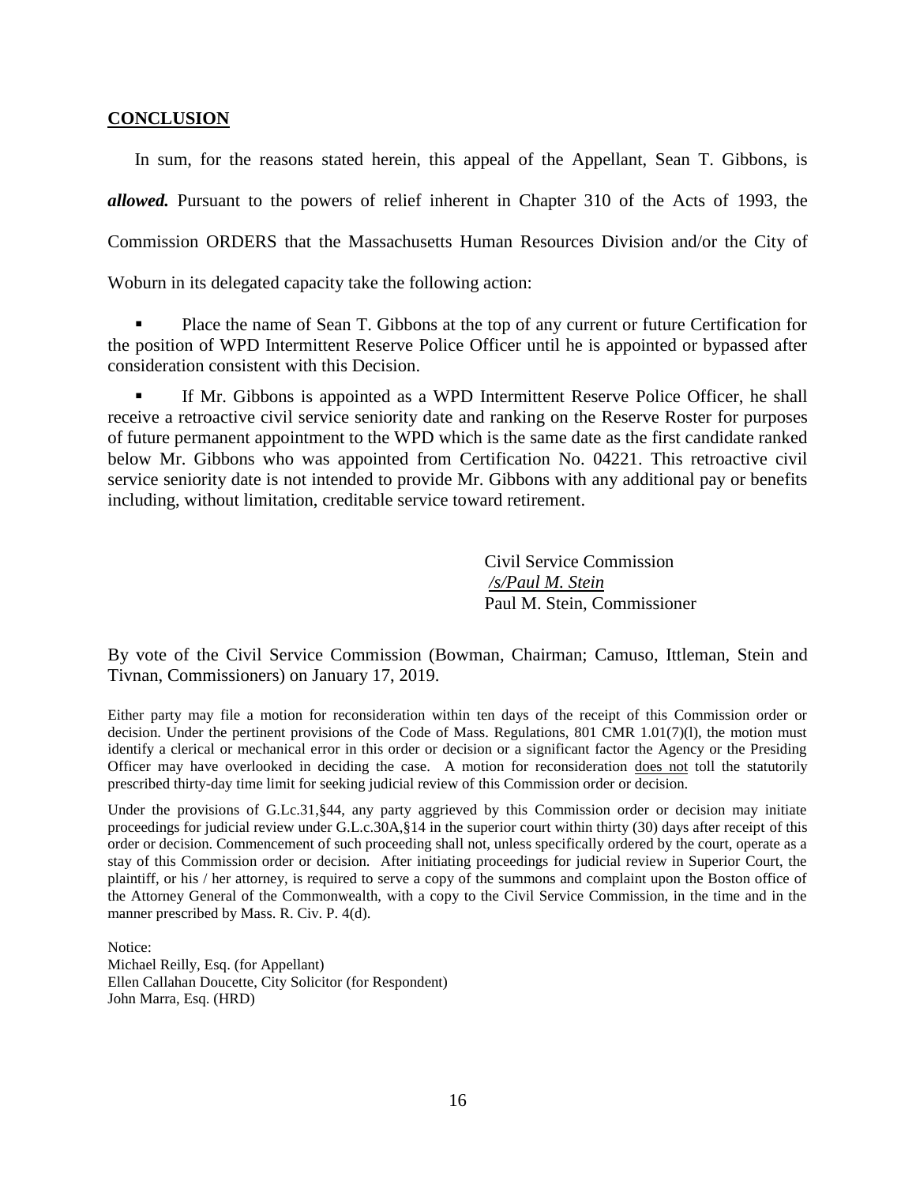## CONCLUSION

In sum, for the reasons stated herein, this appeal of the Appellant, Sean T. Gibbons, is ***allowed.*** Pursuant to the powers of relief inherent in Chapter 310 of the Acts of 1993, the Commission ORDERS that the Massachusetts Human Resources Division and/or the City of Woburn in its delegated capacity take the following action:

- Place the name of Sean T. Gibbons at the top of any current or future Certification for the position of WPD Intermittent Reserve Police Officer until he is appointed or bypassed after consideration consistent with this Decision.
- If Mr. Gibbons is appointed as a WPD Intermittent Reserve Police Officer, he shall receive a retroactive civil service seniority date and ranking on the Reserve Roster for purposes of future permanent appointment to the WPD which is the same date as the first candidate ranked below Mr. Gibbons who was appointed from Certification No. 04221. This retroactive civil service seniority date is not intended to provide Mr. Gibbons with any additional pay or benefits including, without limitation, creditable service toward retirement.

Civil Service Commission
*/s/Paul M. Stein*
Paul M. Stein, Commissioner

By vote of the Civil Service Commission (Bowman, Chairman; Camuso, Ittleman, Stein and Tivnan, Commissioners) on January 17, 2019.

Either party may file a motion for reconsideration within ten days of the receipt of this Commission order or decision. Under the pertinent provisions of the Code of Mass. Regulations, 801 CMR 1.01(7)(l), the motion must identify a clerical or mechanical error in this order or decision or a significant factor the Agency or the Presiding Officer may have overlooked in deciding the case. A motion for reconsideration does not toll the statutorily prescribed thirty-day time limit for seeking judicial review of this Commission order or decision.

Under the provisions of G.Lc.31,§44, any party aggrieved by this Commission order or decision may initiate proceedings for judicial review under G.L.c.30A,§14 in the superior court within thirty (30) days after receipt of this order or decision. Commencement of such proceeding shall not, unless specifically ordered by the court, operate as a stay of this Commission order or decision. After initiating proceedings for judicial review in Superior Court, the plaintiff, or his / her attorney, is required to serve a copy of the summons and complaint upon the Boston office of the Attorney General of the Commonwealth, with a copy to the Civil Service Commission, in the time and in the manner prescribed by Mass. R. Civ. P. 4(d).

Notice:
Michael Reilly, Esq. (for Appellant)
Ellen Callahan Doucette, City Solicitor (for Respondent)
John Marra, Esq. (HRD)